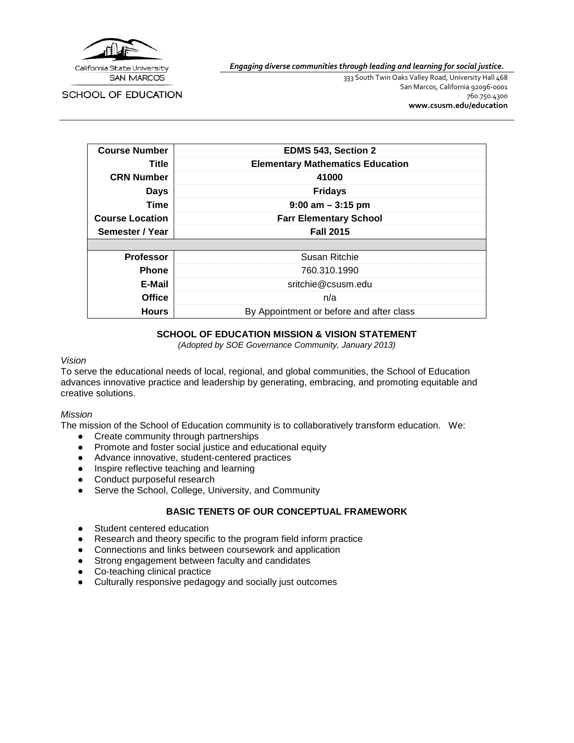California State University SAN MARCOS

SCHOOL OF EDUCATION

***Engaging diverse communities through leading and learning for social justice.***

333 South Twin Oaks Valley Road, University Hall 468
San Marcos, California 92096-0001
760.750.4300
**www.csusm.edu/education**

| | |
|---|---|
| **Course Number** | **EDMS 543, Section 2** |
| **Title** | **Elementary Mathematics Education** |
| **CRN Number** | **41000** |
| **Days** | **Fridays** |
| **Time** | **9:00 am – 3:15 pm** |
| **Course Location** | **Farr Elementary School** |
| **Semester / Year** | **Fall 2015** |
| | |
| **Professor** | Susan Ritchie |
| **Phone** | 760.310.1990 |
| **E-Mail** | sritchie@csusm.edu |
| **Office** | n/a |
| **Hours** | By Appointment or before and after class |

## SCHOOL OF EDUCATION MISSION & VISION STATEMENT

*(Adopted by SOE Governance Community, January 2013)*

*Vision*

To serve the educational needs of local, regional, and global communities, the School of Education advances innovative practice and leadership by generating, embracing, and promoting equitable and creative solutions.

*Mission*

The mission of the School of Education community is to collaboratively transform education. We:

- Create community through partnerships
- Promote and foster social justice and educational equity
- Advance innovative, student-centered practices
- Inspire reflective teaching and learning
- Conduct purposeful research
- Serve the School, College, University, and Community

## BASIC TENETS OF OUR CONCEPTUAL FRAMEWORK

- Student centered education
- Research and theory specific to the program field inform practice
- Connections and links between coursework and application
- Strong engagement between faculty and candidates
- Co-teaching clinical practice
- Culturally responsive pedagogy and socially just outcomes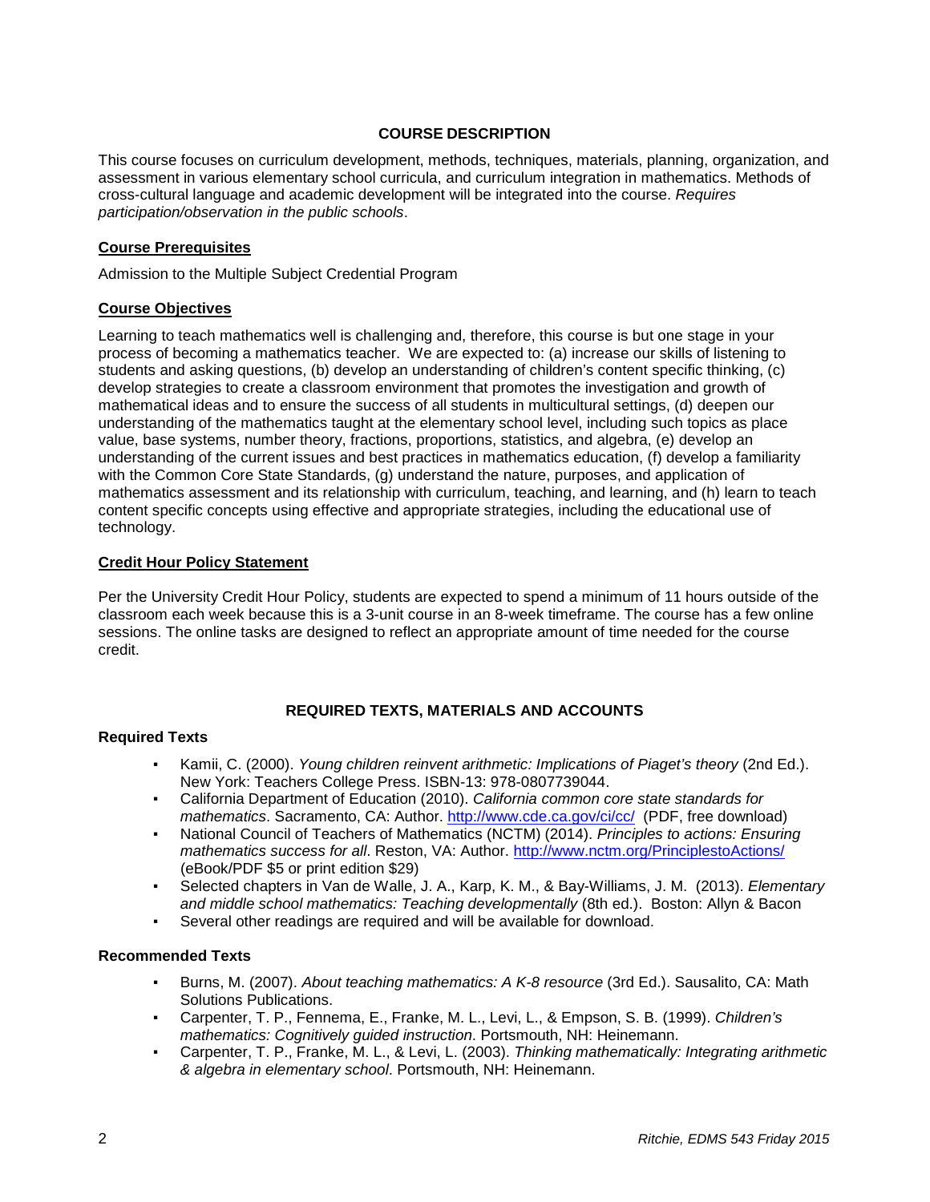## COURSE DESCRIPTION

This course focuses on curriculum development, methods, techniques, materials, planning, organization, and assessment in various elementary school curricula, and curriculum integration in mathematics. Methods of cross-cultural language and academic development will be integrated into the course. *Requires participation/observation in the public schools*.

### Course Prerequisites

Admission to the Multiple Subject Credential Program

### Course Objectives

Learning to teach mathematics well is challenging and, therefore, this course is but one stage in your process of becoming a mathematics teacher. We are expected to: (a) increase our skills of listening to students and asking questions, (b) develop an understanding of children's content specific thinking, (c) develop strategies to create a classroom environment that promotes the investigation and growth of mathematical ideas and to ensure the success of all students in multicultural settings, (d) deepen our understanding of the mathematics taught at the elementary school level, including such topics as place value, base systems, number theory, fractions, proportions, statistics, and algebra, (e) develop an understanding of the current issues and best practices in mathematics education, (f) develop a familiarity with the Common Core State Standards, (g) understand the nature, purposes, and application of mathematics assessment and its relationship with curriculum, teaching, and learning, and (h) learn to teach content specific concepts using effective and appropriate strategies, including the educational use of technology.

### Credit Hour Policy Statement

Per the University Credit Hour Policy, students are expected to spend a minimum of 11 hours outside of the classroom each week because this is a 3-unit course in an 8-week timeframe. The course has a few online sessions. The online tasks are designed to reflect an appropriate amount of time needed for the course credit.

## REQUIRED TEXTS, MATERIALS AND ACCOUNTS

### Required Texts

- Kamii, C. (2000). *Young children reinvent arithmetic: Implications of Piaget's theory* (2nd Ed.). New York: Teachers College Press. ISBN-13: 978-0807739044.
- California Department of Education (2010). *California common core state standards for mathematics*. Sacramento, CA: Author. http://www.cde.ca.gov/ci/cc/ (PDF, free download)
- National Council of Teachers of Mathematics (NCTM) (2014). *Principles to actions: Ensuring mathematics success for all*. Reston, VA: Author. http://www.nctm.org/PrinciplestoActions/ (eBook/PDF $5 or print edition $29)
- Selected chapters in Van de Walle, J. A., Karp, K. M., & Bay-Williams, J. M. (2013). *Elementary and middle school mathematics: Teaching developmentally* (8th ed.). Boston: Allyn & Bacon
- Several other readings are required and will be available for download.

### Recommended Texts

- Burns, M. (2007). *About teaching mathematics: A K-8 resource* (3rd Ed.). Sausalito, CA: Math Solutions Publications.
- Carpenter, T. P., Fennema, E., Franke, M. L., Levi, L., & Empson, S. B. (1999). *Children's mathematics: Cognitively guided instruction*. Portsmouth, NH: Heinemann.
- Carpenter, T. P., Franke, M. L., & Levi, L. (2003). *Thinking mathematically: Integrating arithmetic & algebra in elementary school*. Portsmouth, NH: Heinemann.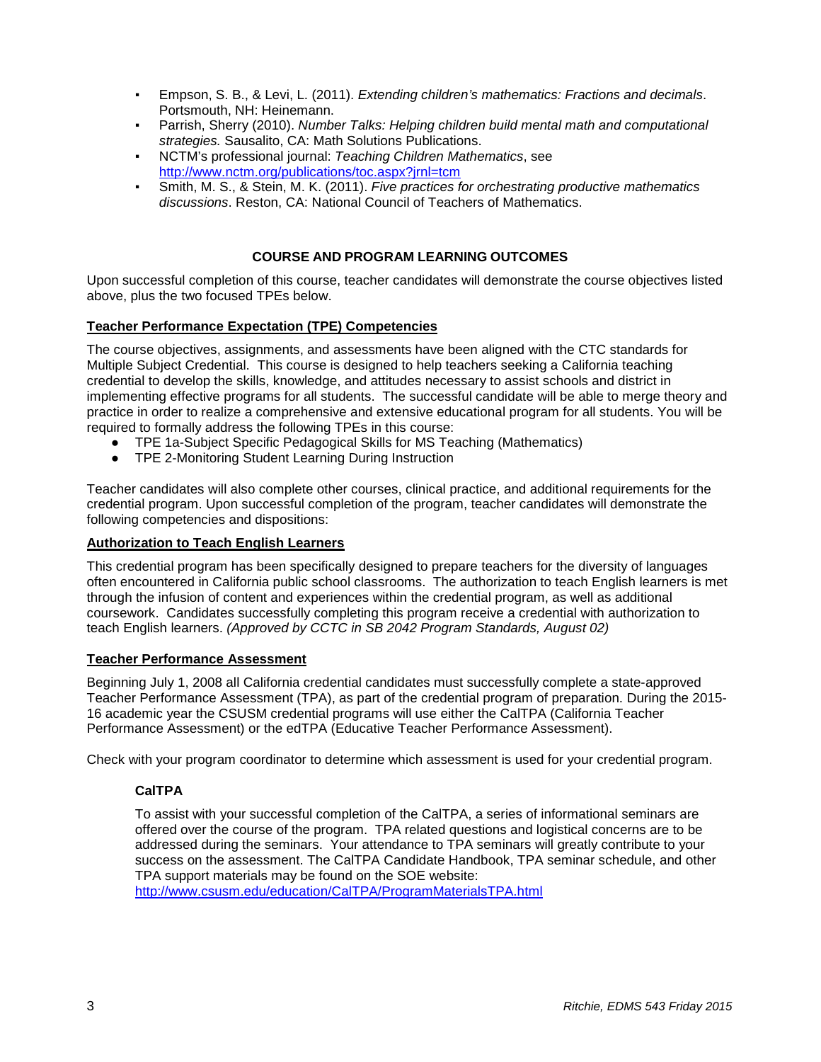- Empson, S. B., & Levi, L. (2011). *Extending children's mathematics: Fractions and decimals*. Portsmouth, NH: Heinemann.
- Parrish, Sherry (2010). *Number Talks: Helping children build mental math and computational strategies.* Sausalito, CA: Math Solutions Publications.
- NCTM's professional journal: *Teaching Children Mathematics*, see http://www.nctm.org/publications/toc.aspx?jrnl=tcm
- Smith, M. S., & Stein, M. K. (2011). *Five practices for orchestrating productive mathematics discussions*. Reston, CA: National Council of Teachers of Mathematics.

## COURSE AND PROGRAM LEARNING OUTCOMES

Upon successful completion of this course, teacher candidates will demonstrate the course objectives listed above, plus the two focused TPEs below.

### Teacher Performance Expectation (TPE) Competencies

The course objectives, assignments, and assessments have been aligned with the CTC standards for Multiple Subject Credential. This course is designed to help teachers seeking a California teaching credential to develop the skills, knowledge, and attitudes necessary to assist schools and district in implementing effective programs for all students. The successful candidate will be able to merge theory and practice in order to realize a comprehensive and extensive educational program for all students. You will be required to formally address the following TPEs in this course:

- TPE 1a-Subject Specific Pedagogical Skills for MS Teaching (Mathematics)
- TPE 2-Monitoring Student Learning During Instruction

Teacher candidates will also complete other courses, clinical practice, and additional requirements for the credential program. Upon successful completion of the program, teacher candidates will demonstrate the following competencies and dispositions:

### Authorization to Teach English Learners

This credential program has been specifically designed to prepare teachers for the diversity of languages often encountered in California public school classrooms. The authorization to teach English learners is met through the infusion of content and experiences within the credential program, as well as additional coursework. Candidates successfully completing this program receive a credential with authorization to teach English learners. *(Approved by CCTC in SB 2042 Program Standards, August 02)*

### Teacher Performance Assessment

Beginning July 1, 2008 all California credential candidates must successfully complete a state-approved Teacher Performance Assessment (TPA), as part of the credential program of preparation. During the 2015-16 academic year the CSUSM credential programs will use either the CalTPA (California Teacher Performance Assessment) or the edTPA (Educative Teacher Performance Assessment).

Check with your program coordinator to determine which assessment is used for your credential program.

#### CalTPA

To assist with your successful completion of the CalTPA, a series of informational seminars are offered over the course of the program. TPA related questions and logistical concerns are to be addressed during the seminars. Your attendance to TPA seminars will greatly contribute to your success on the assessment. The CalTPA Candidate Handbook, TPA seminar schedule, and other TPA support materials may be found on the SOE website: http://www.csusm.edu/education/CalTPA/ProgramMaterialsTPA.html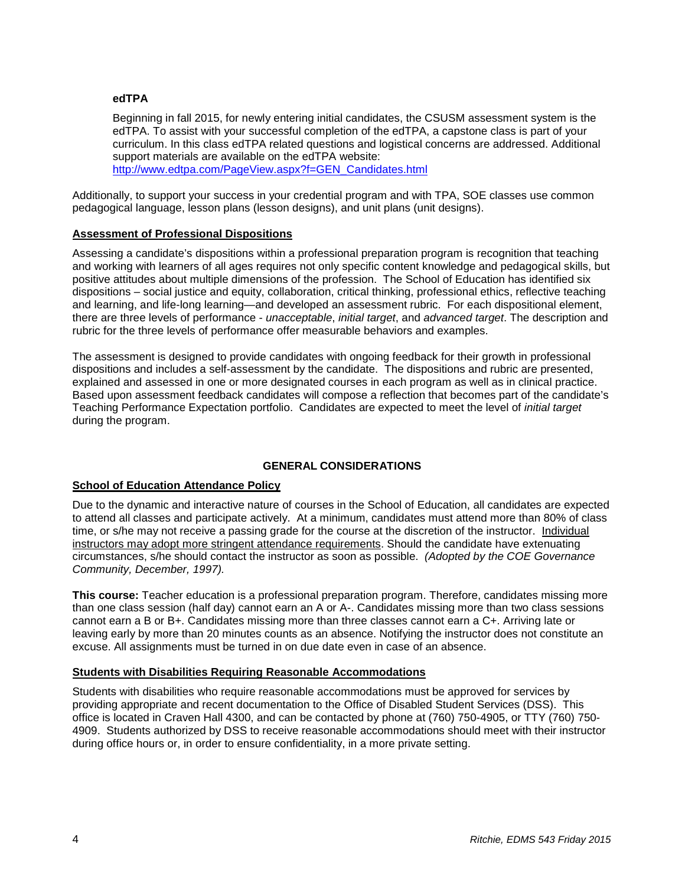**edTPA**

Beginning in fall 2015, for newly entering initial candidates, the CSUSM assessment system is the edTPA. To assist with your successful completion of the edTPA, a capstone class is part of your curriculum. In this class edTPA related questions and logistical concerns are addressed. Additional support materials are available on the edTPA website: [http://www.edtpa.com/PageView.aspx?f=GEN_Candidates.html](http://www.edtpa.com/PageView.aspx?f=GEN_Candidates.html)

Additionally, to support your success in your credential program and with TPA, SOE classes use common pedagogical language, lesson plans (lesson designs), and unit plans (unit designs).

### Assessment of Professional Dispositions

Assessing a candidate's dispositions within a professional preparation program is recognition that teaching and working with learners of all ages requires not only specific content knowledge and pedagogical skills, but positive attitudes about multiple dimensions of the profession. The School of Education has identified six dispositions – social justice and equity, collaboration, critical thinking, professional ethics, reflective teaching and learning, and life-long learning—and developed an assessment rubric. For each dispositional element, there are three levels of performance - *unacceptable*, *initial target*, and *advanced target*. The description and rubric for the three levels of performance offer measurable behaviors and examples.

The assessment is designed to provide candidates with ongoing feedback for their growth in professional dispositions and includes a self-assessment by the candidate. The dispositions and rubric are presented, explained and assessed in one or more designated courses in each program as well as in clinical practice. Based upon assessment feedback candidates will compose a reflection that becomes part of the candidate's Teaching Performance Expectation portfolio. Candidates are expected to meet the level of *initial target* during the program.

## GENERAL CONSIDERATIONS

### School of Education Attendance Policy

Due to the dynamic and interactive nature of courses in the School of Education, all candidates are expected to attend all classes and participate actively. At a minimum, candidates must attend more than 80% of class time, or s/he may not receive a passing grade for the course at the discretion of the instructor. Individual instructors may adopt more stringent attendance requirements. Should the candidate have extenuating circumstances, s/he should contact the instructor as soon as possible. *(Adopted by the COE Governance Community, December, 1997).*

**This course:** Teacher education is a professional preparation program. Therefore, candidates missing more than one class session (half day) cannot earn an A or A-. Candidates missing more than two class sessions cannot earn a B or B+. Candidates missing more than three classes cannot earn a C+. Arriving late or leaving early by more than 20 minutes counts as an absence. Notifying the instructor does not constitute an excuse. All assignments must be turned in on due date even in case of an absence.

### Students with Disabilities Requiring Reasonable Accommodations

Students with disabilities who require reasonable accommodations must be approved for services by providing appropriate and recent documentation to the Office of Disabled Student Services (DSS). This office is located in Craven Hall 4300, and can be contacted by phone at (760) 750-4905, or TTY (760) 750-4909. Students authorized by DSS to receive reasonable accommodations should meet with their instructor during office hours or, in order to ensure confidentiality, in a more private setting.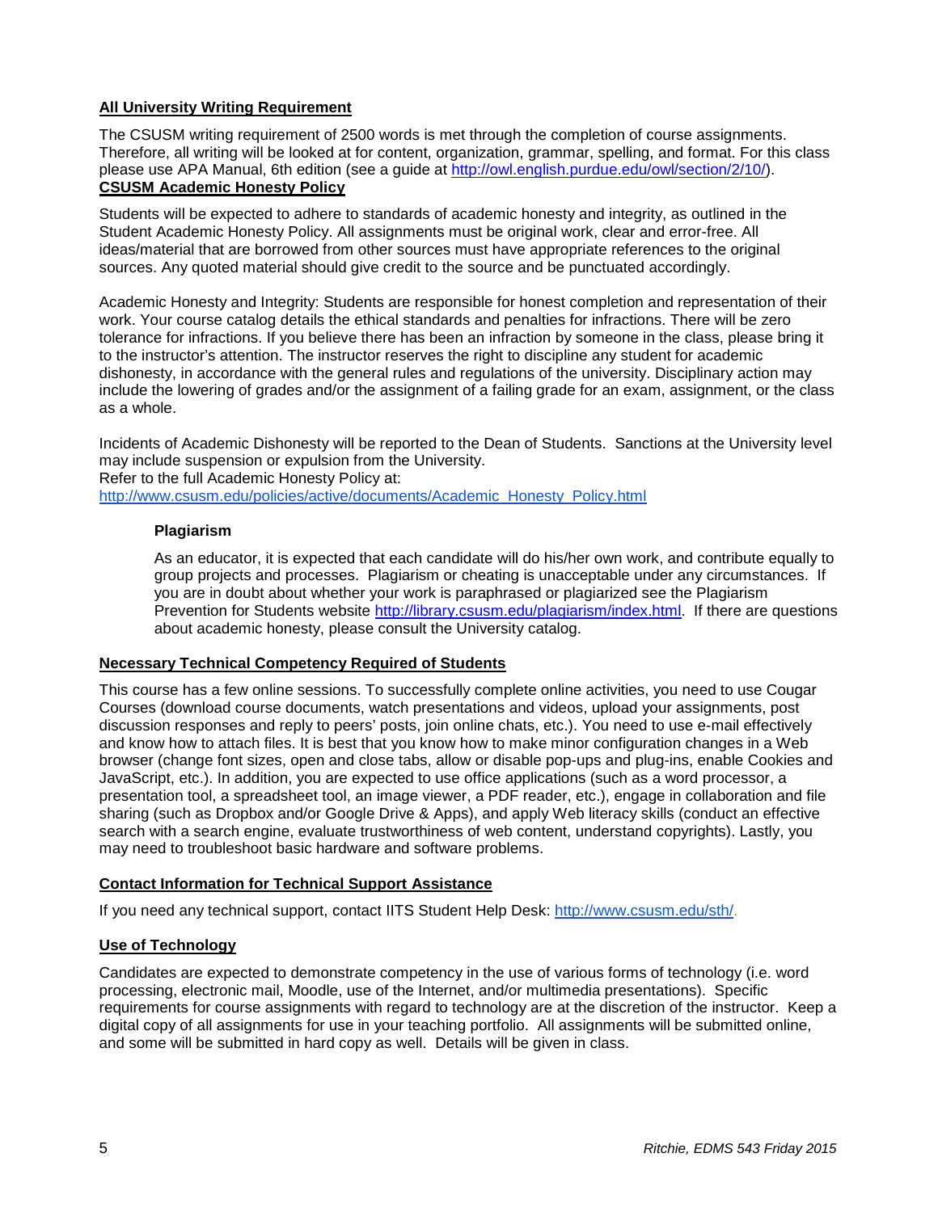**All University Writing Requirement**

The CSUSM writing requirement of 2500 words is met through the completion of course assignments. Therefore, all writing will be looked at for content, organization, grammar, spelling, and format. For this class please use APA Manual, 6th edition (see a guide at http://owl.english.purdue.edu/owl/section/2/10/).

**CSUSM Academic Honesty Policy**

Students will be expected to adhere to standards of academic honesty and integrity, as outlined in the Student Academic Honesty Policy. All assignments must be original work, clear and error-free. All ideas/material that are borrowed from other sources must have appropriate references to the original sources. Any quoted material should give credit to the source and be punctuated accordingly.

Academic Honesty and Integrity: Students are responsible for honest completion and representation of their work. Your course catalog details the ethical standards and penalties for infractions. There will be zero tolerance for infractions. If you believe there has been an infraction by someone in the class, please bring it to the instructor's attention. The instructor reserves the right to discipline any student for academic dishonesty, in accordance with the general rules and regulations of the university. Disciplinary action may include the lowering of grades and/or the assignment of a failing grade for an exam, assignment, or the class as a whole.

Incidents of Academic Dishonesty will be reported to the Dean of Students. Sanctions at the University level may include suspension or expulsion from the University.
Refer to the full Academic Honesty Policy at:
http://www.csusm.edu/policies/active/documents/Academic_Honesty_Policy.html

**Plagiarism**

As an educator, it is expected that each candidate will do his/her own work, and contribute equally to group projects and processes. Plagiarism or cheating is unacceptable under any circumstances. If you are in doubt about whether your work is paraphrased or plagiarized see the Plagiarism Prevention for Students website http://library.csusm.edu/plagiarism/index.html. If there are questions about academic honesty, please consult the University catalog.

**Necessary Technical Competency Required of Students**

This course has a few online sessions. To successfully complete online activities, you need to use Cougar Courses (download course documents, watch presentations and videos, upload your assignments, post discussion responses and reply to peers' posts, join online chats, etc.). You need to use e-mail effectively and know how to attach files. It is best that you know how to make minor configuration changes in a Web browser (change font sizes, open and close tabs, allow or disable pop-ups and plug-ins, enable Cookies and JavaScript, etc.). In addition, you are expected to use office applications (such as a word processor, a presentation tool, a spreadsheet tool, an image viewer, a PDF reader, etc.), engage in collaboration and file sharing (such as Dropbox and/or Google Drive & Apps), and apply Web literacy skills (conduct an effective search with a search engine, evaluate trustworthiness of web content, understand copyrights). Lastly, you may need to troubleshoot basic hardware and software problems.

**Contact Information for Technical Support Assistance**

If you need any technical support, contact IITS Student Help Desk: http://www.csusm.edu/sth/.

**Use of Technology**

Candidates are expected to demonstrate competency in the use of various forms of technology (i.e. word processing, electronic mail, Moodle, use of the Internet, and/or multimedia presentations). Specific requirements for course assignments with regard to technology are at the discretion of the instructor. Keep a digital copy of all assignments for use in your teaching portfolio. All assignments will be submitted online, and some will be submitted in hard copy as well. Details will be given in class.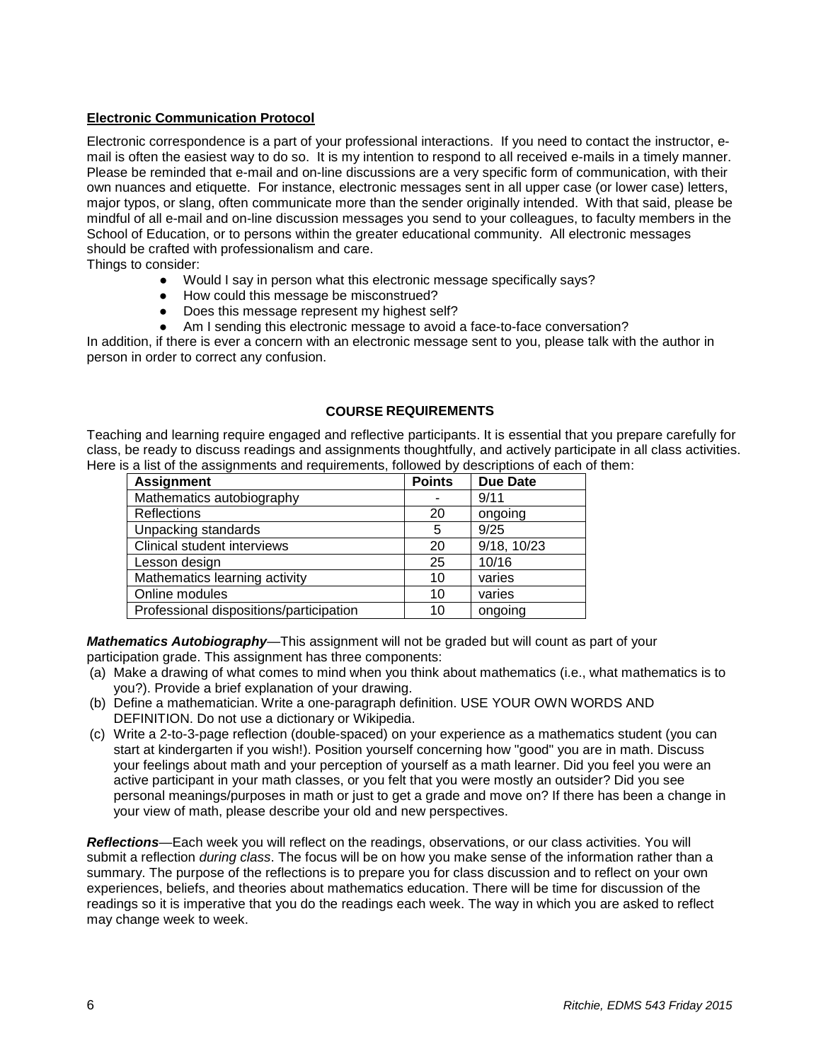**Electronic Communication Protocol**

Electronic correspondence is a part of your professional interactions. If you need to contact the instructor, e-mail is often the easiest way to do so. It is my intention to respond to all received e-mails in a timely manner. Please be reminded that e-mail and on-line discussions are a very specific form of communication, with their own nuances and etiquette. For instance, electronic messages sent in all upper case (or lower case) letters, major typos, or slang, often communicate more than the sender originally intended. With that said, please be mindful of all e-mail and on-line discussion messages you send to your colleagues, to faculty members in the School of Education, or to persons within the greater educational community. All electronic messages should be crafted with professionalism and care.

Things to consider:

- Would I say in person what this electronic message specifically says?
- How could this message be misconstrued?
- Does this message represent my highest self?
- Am I sending this electronic message to avoid a face-to-face conversation?

In addition, if there is ever a concern with an electronic message sent to you, please talk with the author in person in order to correct any confusion.

## COURSE REQUIREMENTS

Teaching and learning require engaged and reflective participants. It is essential that you prepare carefully for class, be ready to discuss readings and assignments thoughtfully, and actively participate in all class activities. Here is a list of the assignments and requirements, followed by descriptions of each of them:

| Assignment | Points | Due Date |
| --- | --- | --- |
| Mathematics autobiography | - | 9/11 |
| Reflections | 20 | ongoing |
| Unpacking standards | 5 | 9/25 |
| Clinical student interviews | 20 | 9/18, 10/23 |
| Lesson design | 25 | 10/16 |
| Mathematics learning activity | 10 | varies |
| Online modules | 10 | varies |
| Professional dispositions/participation | 10 | ongoing |

***Mathematics Autobiography***—This assignment will not be graded but will count as part of your participation grade. This assignment has three components:

(a) Make a drawing of what comes to mind when you think about mathematics (i.e., what mathematics is to you?). Provide a brief explanation of your drawing.

(b) Define a mathematician. Write a one-paragraph definition. USE YOUR OWN WORDS AND DEFINITION. Do not use a dictionary or Wikipedia.

(c) Write a 2-to-3-page reflection (double-spaced) on your experience as a mathematics student (you can start at kindergarten if you wish!). Position yourself concerning how "good" you are in math. Discuss your feelings about math and your perception of yourself as a math learner. Did you feel you were an active participant in your math classes, or you felt that you were mostly an outsider? Did you see personal meanings/purposes in math or just to get a grade and move on? If there has been a change in your view of math, please describe your old and new perspectives.

***Reflections***—Each week you will reflect on the readings, observations, or our class activities. You will submit a reflection *during class*. The focus will be on how you make sense of the information rather than a summary. The purpose of the reflections is to prepare you for class discussion and to reflect on your own experiences, beliefs, and theories about mathematics education. There will be time for discussion of the readings so it is imperative that you do the readings each week. The way in which you are asked to reflect may change week to week.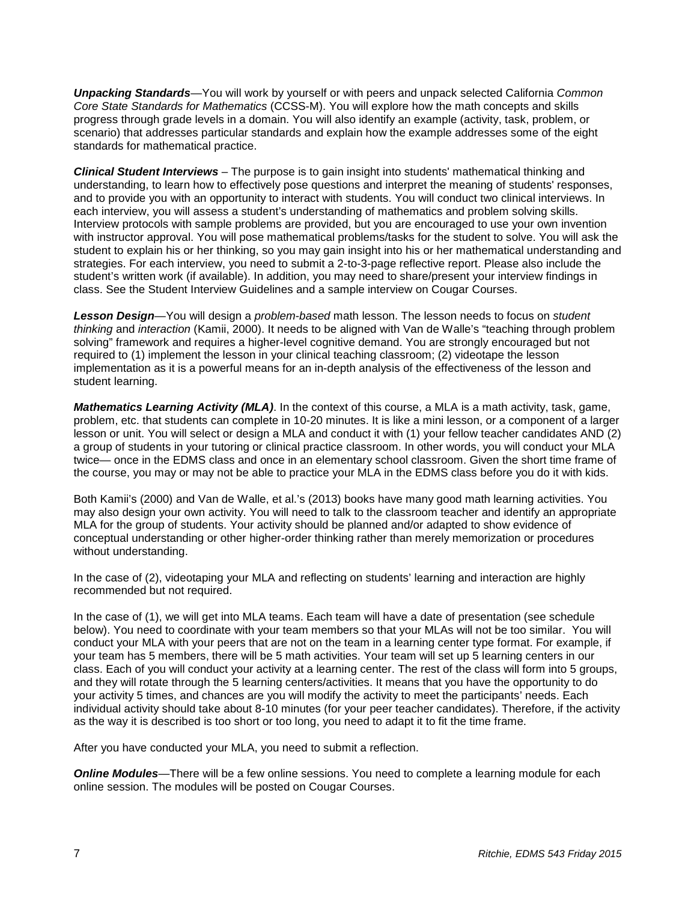***Unpacking Standards***—You will work by yourself or with peers and unpack selected California *Common Core State Standards for Mathematics* (CCSS-M). You will explore how the math concepts and skills progress through grade levels in a domain. You will also identify an example (activity, task, problem, or scenario) that addresses particular standards and explain how the example addresses some of the eight standards for mathematical practice.

***Clinical Student Interviews*** – The purpose is to gain insight into students' mathematical thinking and understanding, to learn how to effectively pose questions and interpret the meaning of students' responses, and to provide you with an opportunity to interact with students. You will conduct two clinical interviews. In each interview, you will assess a student's understanding of mathematics and problem solving skills. Interview protocols with sample problems are provided, but you are encouraged to use your own invention with instructor approval. You will pose mathematical problems/tasks for the student to solve. You will ask the student to explain his or her thinking, so you may gain insight into his or her mathematical understanding and strategies. For each interview, you need to submit a 2-to-3-page reflective report. Please also include the student's written work (if available). In addition, you may need to share/present your interview findings in class. See the Student Interview Guidelines and a sample interview on Cougar Courses.

***Lesson Design***—You will design a *problem-based* math lesson. The lesson needs to focus on *student thinking* and *interaction* (Kamii, 2000). It needs to be aligned with Van de Walle's "teaching through problem solving" framework and requires a higher-level cognitive demand. You are strongly encouraged but not required to (1) implement the lesson in your clinical teaching classroom; (2) videotape the lesson implementation as it is a powerful means for an in-depth analysis of the effectiveness of the lesson and student learning.

***Mathematics Learning Activity (MLA)***. In the context of this course, a MLA is a math activity, task, game, problem, etc. that students can complete in 10-20 minutes. It is like a mini lesson, or a component of a larger lesson or unit. You will select or design a MLA and conduct it with (1) your fellow teacher candidates AND (2) a group of students in your tutoring or clinical practice classroom. In other words, you will conduct your MLA twice— once in the EDMS class and once in an elementary school classroom. Given the short time frame of the course, you may or may not be able to practice your MLA in the EDMS class before you do it with kids.

Both Kamii's (2000) and Van de Walle, et al.'s (2013) books have many good math learning activities. You may also design your own activity. You will need to talk to the classroom teacher and identify an appropriate MLA for the group of students. Your activity should be planned and/or adapted to show evidence of conceptual understanding or other higher-order thinking rather than merely memorization or procedures without understanding.

In the case of (2), videotaping your MLA and reflecting on students' learning and interaction are highly recommended but not required.

In the case of (1), we will get into MLA teams. Each team will have a date of presentation (see schedule below). You need to coordinate with your team members so that your MLAs will not be too similar. You will conduct your MLA with your peers that are not on the team in a learning center type format. For example, if your team has 5 members, there will be 5 math activities. Your team will set up 5 learning centers in our class. Each of you will conduct your activity at a learning center. The rest of the class will form into 5 groups, and they will rotate through the 5 learning centers/activities. It means that you have the opportunity to do your activity 5 times, and chances are you will modify the activity to meet the participants' needs. Each individual activity should take about 8-10 minutes (for your peer teacher candidates). Therefore, if the activity as the way it is described is too short or too long, you need to adapt it to fit the time frame.

After you have conducted your MLA, you need to submit a reflection.

***Online Modules***—There will be a few online sessions. You need to complete a learning module for each online session. The modules will be posted on Cougar Courses.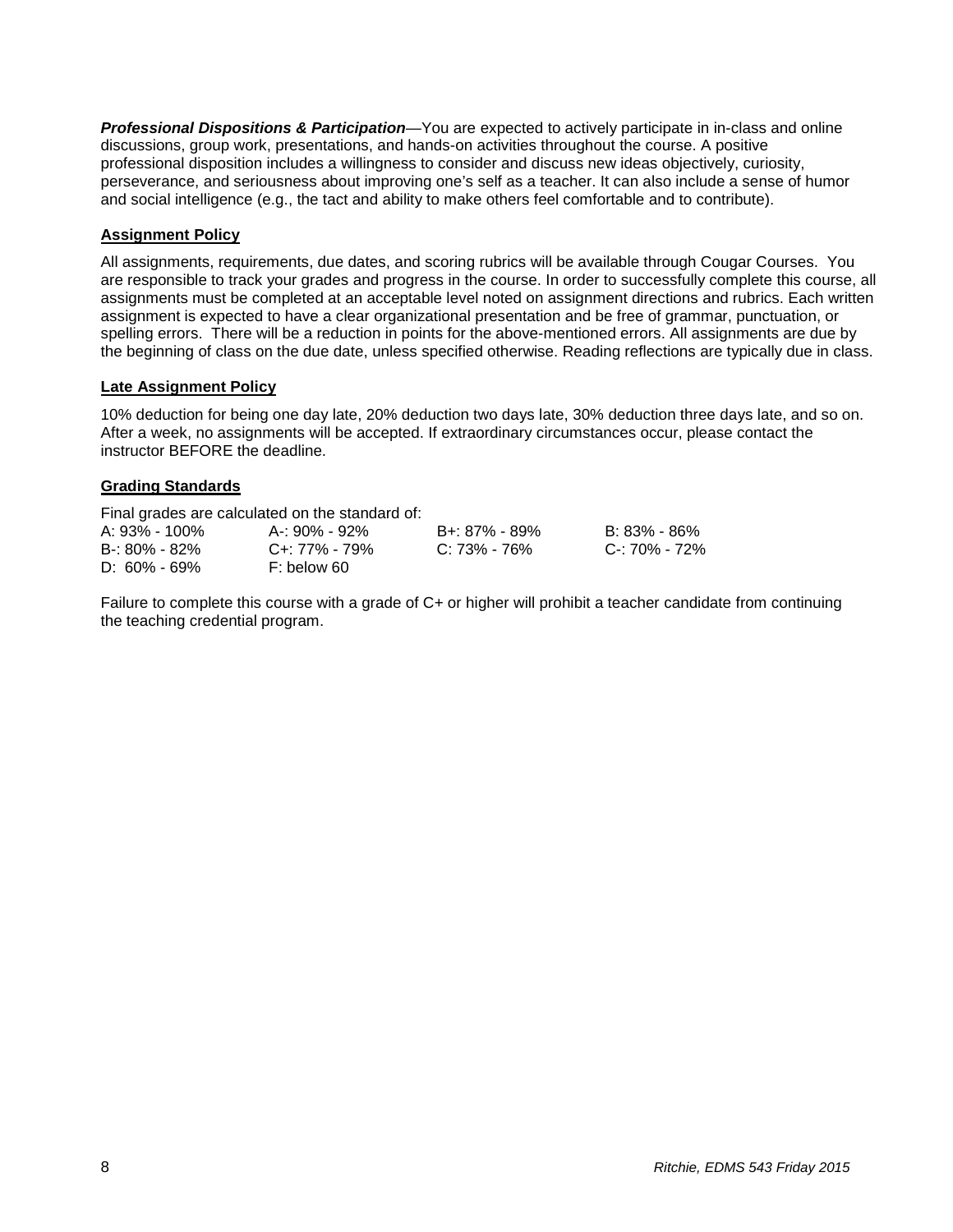***Professional Dispositions & Participation***—You are expected to actively participate in in-class and online discussions, group work, presentations, and hands-on activities throughout the course. A positive professional disposition includes a willingness to consider and discuss new ideas objectively, curiosity, perseverance, and seriousness about improving one's self as a teacher. It can also include a sense of humor and social intelligence (e.g., the tact and ability to make others feel comfortable and to contribute).

### Assignment Policy

All assignments, requirements, due dates, and scoring rubrics will be available through Cougar Courses. You are responsible to track your grades and progress in the course. In order to successfully complete this course, all assignments must be completed at an acceptable level noted on assignment directions and rubrics. Each written assignment is expected to have a clear organizational presentation and be free of grammar, punctuation, or spelling errors. There will be a reduction in points for the above-mentioned errors. All assignments are due by the beginning of class on the due date, unless specified otherwise. Reading reflections are typically due in class.

### Late Assignment Policy

10% deduction for being one day late, 20% deduction two days late, 30% deduction three days late, and so on. After a week, no assignments will be accepted. If extraordinary circumstances occur, please contact the instructor BEFORE the deadline.

### Grading Standards

Final grades are calculated on the standard of:

| | | | |
|---|---|---|---|
| A: 93% - 100% | A-: 90% - 92% | B+: 87% - 89% | B: 83% - 86% |
| B-: 80% - 82% | C+: 77% - 79% | C: 73% - 76% | C-: 70% - 72% |
| D: 60% - 69% | F: below 60 | | |

Failure to complete this course with a grade of C+ or higher will prohibit a teacher candidate from continuing the teaching credential program.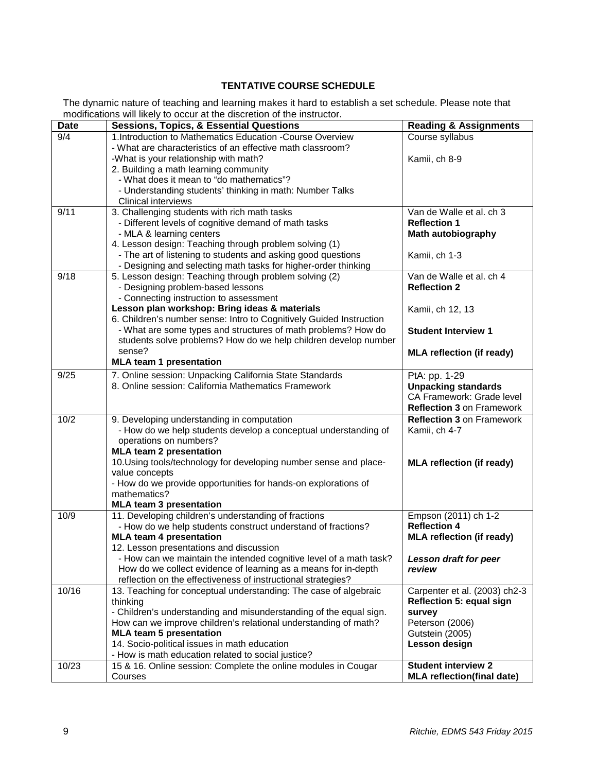**TENTATIVE COURSE SCHEDULE**

The dynamic nature of teaching and learning makes it hard to establish a set schedule. Please note that modifications will likely to occur at the discretion of the instructor.

| Date | Sessions, Topics, & Essential Questions | Reading & Assignments |
|---|---|---|
| 9/4 | 1.Introduction to Mathematics Education -Course Overview<br>- What are characteristics of an effective math classroom?<br>-What is your relationship with math?<br>2. Building a math learning community<br>- What does it mean to "do mathematics"?<br>- Understanding students' thinking in math: Number Talks<br>Clinical interviews | Course syllabus<br><br>Kamii, ch 8-9 |
| 9/11 | 3. Challenging students with rich math tasks<br>- Different levels of cognitive demand of math tasks<br>- MLA & learning centers<br>4. Lesson design: Teaching through problem solving (1)<br>- The art of listening to students and asking good questions<br>- Designing and selecting math tasks for higher-order thinking | Van de Walle et al. ch 3<br>**Reflection 1**<br>**Math autobiography**<br><br>Kamii, ch 1-3 |
| 9/18 | 5. Lesson design: Teaching through problem solving (2)<br>- Designing problem-based lessons<br>- Connecting instruction to assessment<br>**Lesson plan workshop: Bring ideas & materials**<br>6. Children's number sense: Intro to Cognitively Guided Instruction<br>- What are some types and structures of math problems? How do students solve problems? How do we help children develop number sense?<br>**MLA team 1 presentation** | Van de Walle et al. ch 4<br>**Reflection 2**<br><br>Kamii, ch 12, 13<br><br>**Student Interview 1**<br><br>**MLA reflection (if ready)** |
| 9/25 | 7. Online session: Unpacking California State Standards<br>8. Online session: California Mathematics Framework | PtA: pp. 1-29<br>**Unpacking standards**<br>CA Framework: Grade level<br>**Reflection 3** on Framework |
| 10/2 | 9. Developing understanding in computation<br>- How do we help students develop a conceptual understanding of operations on numbers?<br>**MLA team 2 presentation**<br>10.Using tools/technology for developing number sense and place-value concepts<br>- How do we provide opportunities for hands-on explorations of mathematics?<br>**MLA team 3 presentation** | **Reflection 3** on Framework<br>Kamii, ch 4-7<br><br>**MLA reflection (if ready)** |
| 10/9 | 11. Developing children's understanding of fractions<br>- How do we help students construct understand of fractions?<br>**MLA team 4 presentation**<br>12. Lesson presentations and discussion<br>- How can we maintain the intended cognitive level of a math task? How do we collect evidence of learning as a means for in-depth reflection on the effectiveness of instructional strategies? | Empson (2011) ch 1-2<br>**Reflection 4**<br>**MLA reflection (if ready)**<br><br>***Lesson draft for peer review*** |
| 10/16 | 13. Teaching for conceptual understanding: The case of algebraic thinking<br>- Children's understanding and misunderstanding of the equal sign. How can we improve children's relational understanding of math?<br>**MLA team 5 presentation**<br>14. Socio-political issues in math education<br>- How is math education related to social justice? | Carpenter et al. (2003) ch2-3<br>**Reflection 5: equal sign survey**<br>Peterson (2006)<br>Gutstein (2005)<br>**Lesson design** |
| 10/23 | 15 & 16. Online session: Complete the online modules in Cougar Courses | **Student interview 2**<br>**MLA reflection(final date)** |